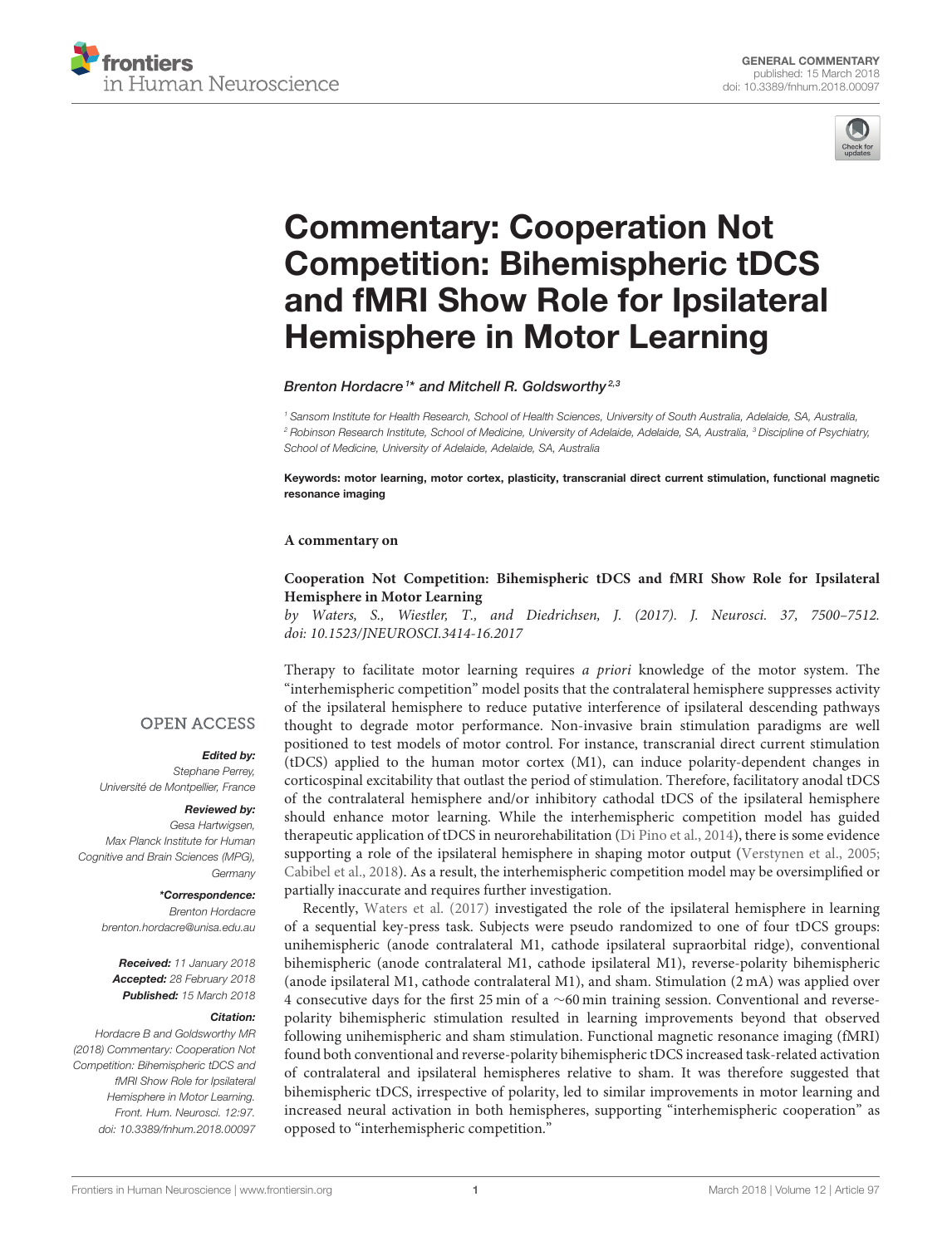GENERAL COMMENTARY
published: 15 March 2018
doi: 10.3389/fnhum.2018.00097

# Commentary: Cooperation Not Competition: Bihemispheric tDCS and fMRI Show Role for Ipsilateral Hemisphere in Motor Learning

*Brenton Hordacre[1]\* and Mitchell R. Goldsworthy[2,3]*

[1] Sansom Institute for Health Research, School of Health Sciences, University of South Australia, Adelaide, SA, Australia, [2] Robinson Research Institute, School of Medicine, University of Adelaide, Adelaide, SA, Australia, [3] Discipline of Psychiatry, School of Medicine, University of Adelaide, Adelaide, SA, Australia

**Keywords: motor learning, motor cortex, plasticity, transcranial direct current stimulation, functional magnetic resonance imaging**

**A commentary on**

**Cooperation Not Competition: Bihemispheric tDCS and fMRI Show Role for Ipsilateral Hemisphere in Motor Learning**

*by Waters, S., Wiestler, T., and Diedrichsen, J. (2017). J. Neurosci. 37, 7500–7512. doi: 10.1523/JNEUROSCI.3414-16.2017*

OPEN ACCESS

***Edited by:***
*Stephane Perrey,*
*Université de Montpellier, France*

***Reviewed by:***
*Gesa Hartwigsen,*
*Max Planck Institute for Human Cognitive and Brain Sciences (MPG), Germany*

***\*Correspondence:***
*Brenton Hordacre*
*brenton.hordacre@unisa.edu.au*

***Received:*** *11 January 2018*
***Accepted:*** *28 February 2018*
***Published:*** *15 March 2018*

***Citation:***
*Hordacre B and Goldsworthy MR (2018) Commentary: Cooperation Not Competition: Bihemispheric tDCS and fMRI Show Role for Ipsilateral Hemisphere in Motor Learning. Front. Hum. Neurosci. 12:97. doi: 10.3389/fnhum.2018.00097*

Therapy to facilitate motor learning requires *a priori* knowledge of the motor system. The "interhemispheric competition" model posits that the contralateral hemisphere suppresses activity of the ipsilateral hemisphere to reduce putative interference of ipsilateral descending pathways thought to degrade motor performance. Non-invasive brain stimulation paradigms are well positioned to test models of motor control. For instance, transcranial direct current stimulation (tDCS) applied to the human motor cortex (M1), can induce polarity-dependent changes in corticospinal excitability that outlast the period of stimulation. Therefore, facilitatory anodal tDCS of the contralateral hemisphere and/or inhibitory cathodal tDCS of the ipsilateral hemisphere should enhance motor learning. While the interhemispheric competition model has guided therapeutic application of tDCS in neurorehabilitation (Di Pino et al., 2014), there is some evidence supporting a role of the ipsilateral hemisphere in shaping motor output (Verstynen et al., 2005; Cabibel et al., 2018). As a result, the interhemispheric competition model may be oversimplified or partially inaccurate and requires further investigation.

Recently, Waters et al. (2017) investigated the role of the ipsilateral hemisphere in learning of a sequential key-press task. Subjects were pseudo randomized to one of four tDCS groups: unihemispheric (anode contralateral M1, cathode ipsilateral supraorbital ridge), conventional bihemispheric (anode contralateral M1, cathode ipsilateral M1), reverse-polarity bihemispheric (anode ipsilateral M1, cathode contralateral M1), and sham. Stimulation (2 mA) was applied over 4 consecutive days for the first 25 min of a ~60 min training session. Conventional and reverse-polarity bihemispheric stimulation resulted in learning improvements beyond that observed following unihemispheric and sham stimulation. Functional magnetic resonance imaging (fMRI) found both conventional and reverse-polarity bihemispheric tDCS increased task-related activation of contralateral and ipsilateral hemispheres relative to sham. It was therefore suggested that bihemispheric tDCS, irrespective of polarity, led to similar improvements in motor learning and increased neural activation in both hemispheres, supporting "interhemispheric cooperation" as opposed to "interhemispheric competition."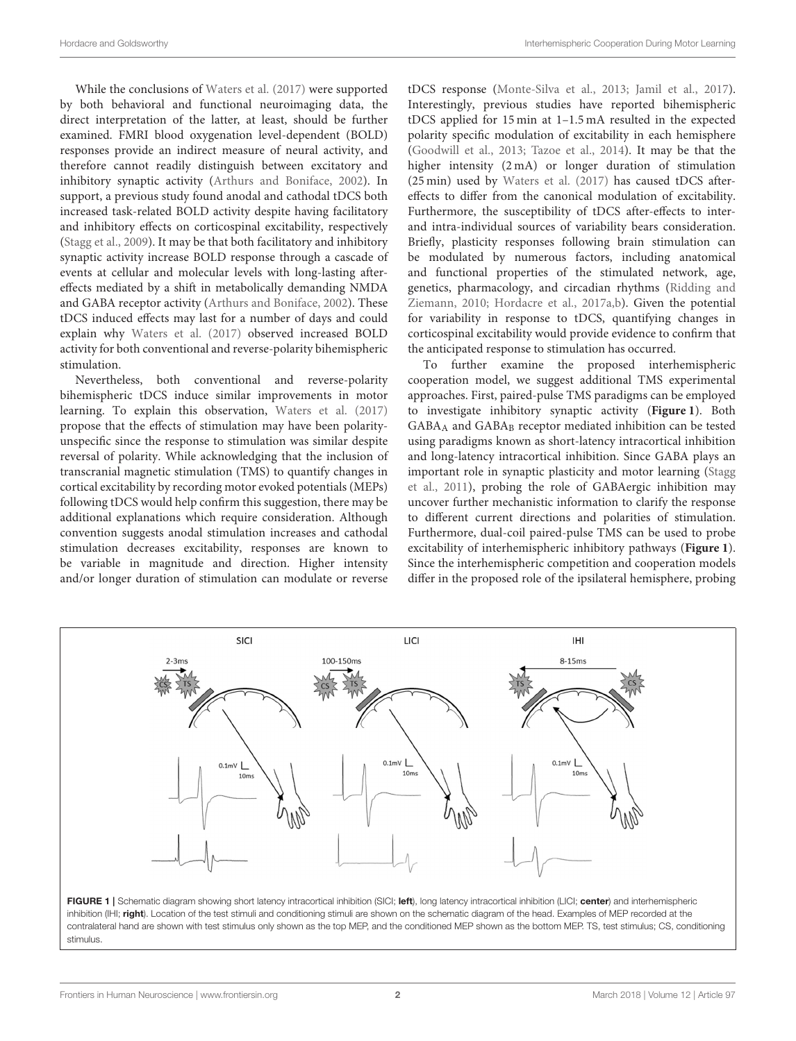While the conclusions of Waters et al. (2017) were supported by both behavioral and functional neuroimaging data, the direct interpretation of the latter, at least, should be further examined. FMRI blood oxygenation level-dependent (BOLD) responses provide an indirect measure of neural activity, and therefore cannot readily distinguish between excitatory and inhibitory synaptic activity (Arthurs and Boniface, 2002). In support, a previous study found anodal and cathodal tDCS both increased task-related BOLD activity despite having facilitatory and inhibitory effects on corticospinal excitability, respectively (Stagg et al., 2009). It may be that both facilitatory and inhibitory synaptic activity increase BOLD response through a cascade of events at cellular and molecular levels with long-lasting after-effects mediated by a shift in metabolically demanding NMDA and GABA receptor activity (Arthurs and Boniface, 2002). These tDCS induced effects may last for a number of days and could explain why Waters et al. (2017) observed increased BOLD activity for both conventional and reverse-polarity bihemispheric stimulation.

Nevertheless, both conventional and reverse-polarity bihemispheric tDCS induce similar improvements in motor learning. To explain this observation, Waters et al. (2017) propose that the effects of stimulation may have been polarity-unspecific since the response to stimulation was similar despite reversal of polarity. While acknowledging that the inclusion of transcranial magnetic stimulation (TMS) to quantify changes in cortical excitability by recording motor evoked potentials (MEPs) following tDCS would help confirm this suggestion, there may be additional explanations which require consideration. Although convention suggests anodal stimulation increases and cathodal stimulation decreases excitability, responses are known to be variable in magnitude and direction. Higher intensity and/or longer duration of stimulation can modulate or reverse tDCS response (Monte-Silva et al., 2013; Jamil et al., 2017). Interestingly, previous studies have reported bihemispheric tDCS applied for 15 min at 1–1.5 mA resulted in the expected polarity specific modulation of excitability in each hemisphere (Goodwill et al., 2013; Tazoe et al., 2014). It may be that the higher intensity (2 mA) or longer duration of stimulation (25 min) used by Waters et al. (2017) has caused tDCS after-effects to differ from the canonical modulation of excitability. Furthermore, the susceptibility of tDCS after-effects to inter- and intra-individual sources of variability bears consideration. Briefly, plasticity responses following brain stimulation can be modulated by numerous factors, including anatomical and functional properties of the stimulated network, age, genetics, pharmacology, and circadian rhythms (Ridding and Ziemann, 2010; Hordacre et al., 2017a,b). Given the potential for variability in response to tDCS, quantifying changes in corticospinal excitability would provide evidence to confirm that the anticipated response to stimulation has occurred.

To further examine the proposed interhemispheric cooperation model, we suggest additional TMS experimental approaches. First, paired-pulse TMS paradigms can be employed to investigate inhibitory synaptic activity (**Figure 1**). Both $GABA_A$ and $GABA_B$ receptor mediated inhibition can be tested using paradigms known as short-latency intracortical inhibition and long-latency intracortical inhibition. Since GABA plays an important role in synaptic plasticity and motor learning (Stagg et al., 2011), probing the role of GABAergic inhibition may uncover further mechanistic information to clarify the response to different current directions and polarities of stimulation. Furthermore, dual-coil paired-pulse TMS can be used to probe excitability of interhemispheric inhibitory pathways (**Figure 1**). Since the interhemispheric competition and cooperation models differ in the proposed role of the ipsilateral hemisphere, probing

**FIGURE 1** | Schematic diagram showing short latency intracortical inhibition (SICI; **left**), long latency intracortical inhibition (LICI; **center**) and interhemispheric inhibition (IHI; **right**). Location of the test stimuli and conditioning stimuli are shown on the schematic diagram of the head. Examples of MEP recorded at the contralateral hand are shown with test stimulus only shown as the top MEP, and the conditioned MEP shown as the bottom MEP. TS, test stimulus; CS, conditioning stimulus.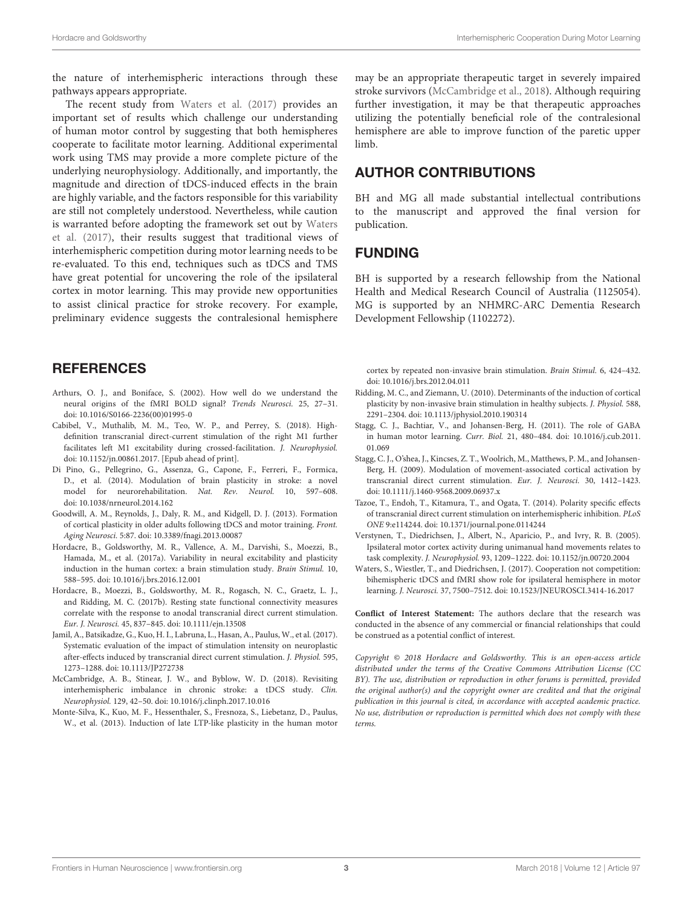the nature of interhemispheric interactions through these pathways appears appropriate.

The recent study from Waters et al. (2017) provides an important set of results which challenge our understanding of human motor control by suggesting that both hemispheres cooperate to facilitate motor learning. Additional experimental work using TMS may provide a more complete picture of the underlying neurophysiology. Additionally, and importantly, the magnitude and direction of tDCS-induced effects in the brain are highly variable, and the factors responsible for this variability are still not completely understood. Nevertheless, while caution is warranted before adopting the framework set out by Waters et al. (2017), their results suggest that traditional views of interhemispheric competition during motor learning needs to be re-evaluated. To this end, techniques such as tDCS and TMS have great potential for uncovering the role of the ipsilateral cortex in motor learning. This may provide new opportunities to assist clinical practice for stroke recovery. For example, preliminary evidence suggests the contralesional hemisphere may be an appropriate therapeutic target in severely impaired stroke survivors (McCambridge et al., 2018). Although requiring further investigation, it may be that therapeutic approaches utilizing the potentially beneficial role of the contralesional hemisphere are able to improve function of the paretic upper limb.

## AUTHOR CONTRIBUTIONS

BH and MG all made substantial intellectual contributions to the manuscript and approved the final version for publication.

## FUNDING

BH is supported by a research fellowship from the National Health and Medical Research Council of Australia (1125054). MG is supported by an NHMRC-ARC Dementia Research Development Fellowship (1102272).

## REFERENCES

Arthurs, O. J., and Boniface, S. (2002). How well do we understand the neural origins of the fMRI BOLD signal? *Trends Neurosci.* 25, 27–31. doi: 10.1016/S0166-2236(00)01995-0

Cabibel, V., Muthalib, M. M., Teo, W. P., and Perrey, S. (2018). High-definition transcranial direct-current stimulation of the right M1 further facilitates left M1 excitability during crossed-facilitation. *J. Neurophysiol.* doi: 10.1152/jn.00861.2017. [Epub ahead of print].

Di Pino, G., Pellegrino, G., Assenza, G., Capone, F., Ferreri, F., Formica, D., et al. (2014). Modulation of brain plasticity in stroke: a novel model for neurorehabilitation. *Nat. Rev. Neurol.* 10, 597–608. doi: 10.1038/nrneurol.2014.162

Goodwill, A. M., Reynolds, J., Daly, R. M., and Kidgell, D. J. (2013). Formation of cortical plasticity in older adults following tDCS and motor training. *Front. Aging Neurosci.* 5:87. doi: 10.3389/fnagi.2013.00087

Hordacre, B., Goldsworthy, M. R., Vallence, A. M., Darvishi, S., Moezzi, B., Hamada, M., et al. (2017a). Variability in neural excitability and plasticity induction in the human cortex: a brain stimulation study. *Brain Stimul.* 10, 588–595. doi: 10.1016/j.brs.2016.12.001

Hordacre, B., Moezzi, B., Goldsworthy, M. R., Rogasch, N. C., Graetz, L. J., and Ridding, M. C. (2017b). Resting state functional connectivity measures correlate with the response to anodal transcranial direct current stimulation. *Eur. J. Neurosci.* 45, 837–845. doi: 10.1111/ejn.13508

Jamil, A., Batsikadze, G., Kuo, H. I., Labruna, L., Hasan, A., Paulus, W., et al. (2017). Systematic evaluation of the impact of stimulation intensity on neuroplastic after-effects induced by transcranial direct current stimulation. *J. Physiol.* 595, 1273–1288. doi: 10.1113/JP272738

McCambridge, A. B., Stinear, J. W., and Byblow, W. D. (2018). Revisiting interhemispheric imbalance in chronic stroke: a tDCS study. *Clin. Neurophysiol.* 129, 42–50. doi: 10.1016/j.clinph.2017.10.016

Monte-Silva, K., Kuo, M. F., Hessenthaler, S., Fresnoza, S., Liebetanz, D., Paulus, W., et al. (2013). Induction of late LTP-like plasticity in the human motor cortex by repeated non-invasive brain stimulation. *Brain Stimul.* 6, 424–432. doi: 10.1016/j.brs.2012.04.011

Ridding, M. C., and Ziemann, U. (2010). Determinants of the induction of cortical plasticity by non-invasive brain stimulation in healthy subjects. *J. Physiol.* 588, 2291–2304. doi: 10.1113/jphysiol.2010.190314

Stagg, C. J., Bachtiar, V., and Johansen-Berg, H. (2011). The role of GABA in human motor learning. *Curr. Biol.* 21, 480–484. doi: 10.1016/j.cub.2011.01.069

Stagg, C. J., O'shea, J., Kincses, Z. T., Woolrich, M., Matthews, P. M., and Johansen-Berg, H. (2009). Modulation of movement-associated cortical activation by transcranial direct current stimulation. *Eur. J. Neurosci.* 30, 1412–1423. doi: 10.1111/j.1460-9568.2009.06937.x

Tazoe, T., Endoh, T., Kitamura, T., and Ogata, T. (2014). Polarity specific effects of transcranial direct current stimulation on interhemispheric inhibition. *PLoS ONE* 9:e114244. doi: 10.1371/journal.pone.0114244

Verstynen, T., Diedrichsen, J., Albert, N., Aparicio, P., and Ivry, R. B. (2005). Ipsilateral motor cortex activity during unimanual hand movements relates to task complexity. *J. Neurophysiol.* 93, 1209–1222. doi: 10.1152/jn.00720.2004

Waters, S., Wiestler, T., and Diedrichsen, J. (2017). Cooperation not competition: bihemispheric tDCS and fMRI show role for ipsilateral hemisphere in motor learning. *J. Neurosci.* 37, 7500–7512. doi: 10.1523/JNEUROSCI.3414-16.2017

**Conflict of Interest Statement:** The authors declare that the research was conducted in the absence of any commercial or financial relationships that could be construed as a potential conflict of interest.

*Copyright © 2018 Hordacre and Goldsworthy. This is an open-access article distributed under the terms of the Creative Commons Attribution License (CC BY). The use, distribution or reproduction in other forums is permitted, provided the original author(s) and the copyright owner are credited and that the original publication in this journal is cited, in accordance with accepted academic practice. No use, distribution or reproduction is permitted which does not comply with these terms.*